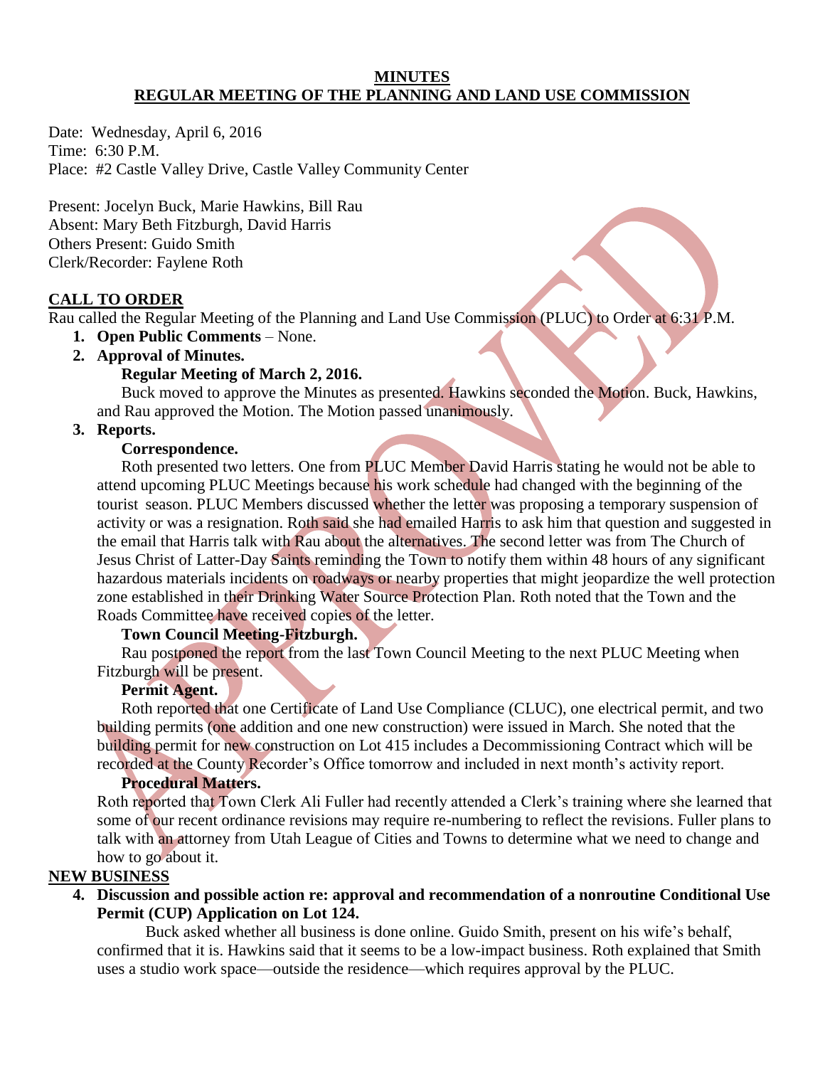**MINUTES**
**REGULAR MEETING OF THE PLANNING AND LAND USE COMMISSION**

Date: Wednesday, April 6, 2016
Time: 6:30 P.M.
Place: #2 Castle Valley Drive, Castle Valley Community Center

Present: Jocelyn Buck, Marie Hawkins, Bill Rau
Absent: Mary Beth Fitzburgh, David Harris
Others Present: Guido Smith
Clerk/Recorder: Faylene Roth

## CALL TO ORDER

Rau called the Regular Meeting of the Planning and Land Use Commission (PLUC) to Order at 6:31 P.M.

1. **Open Public Comments** – None.
2. **Approval of Minutes.**

   **Regular Meeting of March 2, 2016.**

   Buck moved to approve the Minutes as presented. Hawkins seconded the Motion. Buck, Hawkins, and Rau approved the Motion. The Motion passed unanimously.
3. **Reports.**

   **Correspondence.**

   Roth presented two letters. One from PLUC Member David Harris stating he would not be able to attend upcoming PLUC Meetings because his work schedule had changed with the beginning of the tourist season. PLUC Members discussed whether the letter was proposing a temporary suspension of activity or was a resignation. Roth said she had emailed Harris to ask him that question and suggested in the email that Harris talk with Rau about the alternatives. The second letter was from The Church of Jesus Christ of Latter-Day Saints reminding the Town to notify them within 48 hours of any significant hazardous materials incidents on roadways or nearby properties that might jeopardize the well protection zone established in their Drinking Water Source Protection Plan. Roth noted that the Town and the Roads Committee have received copies of the letter.

   **Town Council Meeting-Fitzburgh.**

   Rau postponed the report from the last Town Council Meeting to the next PLUC Meeting when Fitzburgh will be present.

   **Permit Agent.**

   Roth reported that one Certificate of Land Use Compliance (CLUC), one electrical permit, and two building permits (one addition and one new construction) were issued in March. She noted that the building permit for new construction on Lot 415 includes a Decommissioning Contract which will be recorded at the County Recorder's Office tomorrow and included in next month's activity report.

   **Procedural Matters.**

   Roth reported that Town Clerk Ali Fuller had recently attended a Clerk's training where she learned that some of our recent ordinance revisions may require re-numbering to reflect the revisions. Fuller plans to talk with an attorney from Utah League of Cities and Towns to determine what we need to change and how to go about it.

## NEW BUSINESS

4. **Discussion and possible action re: approval and recommendation of a nonroutine Conditional Use Permit (CUP) Application on Lot 124.**

   Buck asked whether all business is done online. Guido Smith, present on his wife's behalf, confirmed that it is. Hawkins said that it seems to be a low-impact business. Roth explained that Smith uses a studio work space—outside the residence—which requires approval by the PLUC.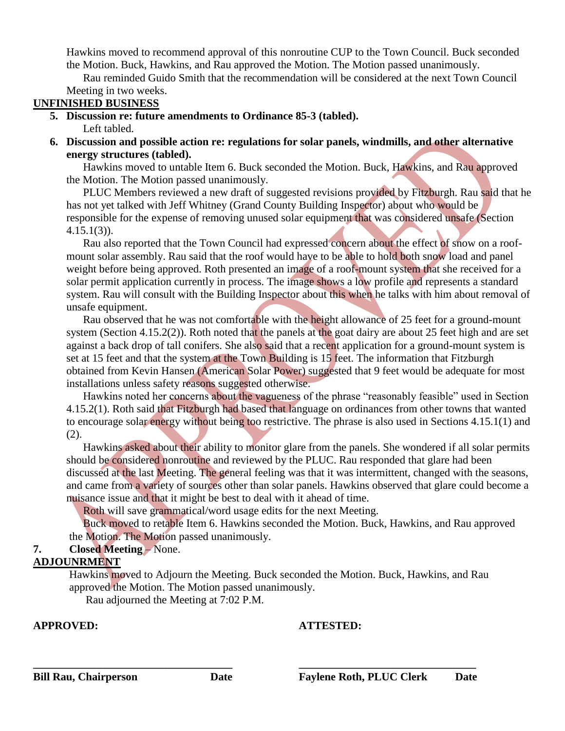Hawkins moved to recommend approval of this nonroutine CUP to the Town Council. Buck seconded the Motion. Buck, Hawkins, and Rau approved the Motion. The Motion passed unanimously.

Rau reminded Guido Smith that the recommendation will be considered at the next Town Council Meeting in two weeks.

**UNFINISHED BUSINESS**

5. **Discussion re: future amendments to Ordinance 85-3 (tabled).**

   Left tabled.

6. **Discussion and possible action re: regulations for solar panels, windmills, and other alternative energy structures (tabled).**

   Hawkins moved to untable Item 6. Buck seconded the Motion. Buck, Hawkins, and Rau approved the Motion. The Motion passed unanimously.

   PLUC Members reviewed a new draft of suggested revisions provided by Fitzburgh. Rau said that he has not yet talked with Jeff Whitney (Grand County Building Inspector) about who would be responsible for the expense of removing unused solar equipment that was considered unsafe (Section 4.15.1(3)).

   Rau also reported that the Town Council had expressed concern about the effect of snow on a roof-mount solar assembly. Rau said that the roof would have to be able to hold both snow load and panel weight before being approved. Roth presented an image of a roof-mount system that she received for a solar permit application currently in process. The image shows a low profile and represents a standard system. Rau will consult with the Building Inspector about this when he talks with him about removal of unsafe equipment.

   Rau observed that he was not comfortable with the height allowance of 25 feet for a ground-mount system (Section 4.15.2(2)). Roth noted that the panels at the goat dairy are about 25 feet high and are set against a back drop of tall conifers. She also said that a recent application for a ground-mount system is set at 15 feet and that the system at the Town Building is 15 feet. The information that Fitzburgh obtained from Kevin Hansen (American Solar Power) suggested that 9 feet would be adequate for most installations unless safety reasons suggested otherwise.

   Hawkins noted her concerns about the vagueness of the phrase "reasonably feasible" used in Section 4.15.2(1). Roth said that Fitzburgh had based that language on ordinances from other towns that wanted to encourage solar energy without being too restrictive. The phrase is also used in Sections 4.15.1(1) and (2).

   Hawkins asked about their ability to monitor glare from the panels. She wondered if all solar permits should be considered nonroutine and reviewed by the PLUC. Rau responded that glare had been discussed at the last Meeting. The general feeling was that it was intermittent, changed with the seasons, and came from a variety of sources other than solar panels. Hawkins observed that glare could become a nuisance issue and that it might be best to deal with it ahead of time.

   Roth will save grammatical/word usage edits for the next Meeting.

   Buck moved to retable Item 6. Hawkins seconded the Motion. Buck, Hawkins, and Rau approved the Motion. The Motion passed unanimously.

7. **Closed Meeting** – None.

**ADJOUNRMENT**

Hawkins moved to Adjourn the Meeting. Buck seconded the Motion. Buck, Hawkins, and Rau approved the Motion. The Motion passed unanimously.

Rau adjourned the Meeting at 7:02 P.M.

**APPROVED:** **ATTESTED:**

___________________________________ ___________________________________

**Bill Rau, Chairperson Date** **Faylene Roth, PLUC Clerk Date**